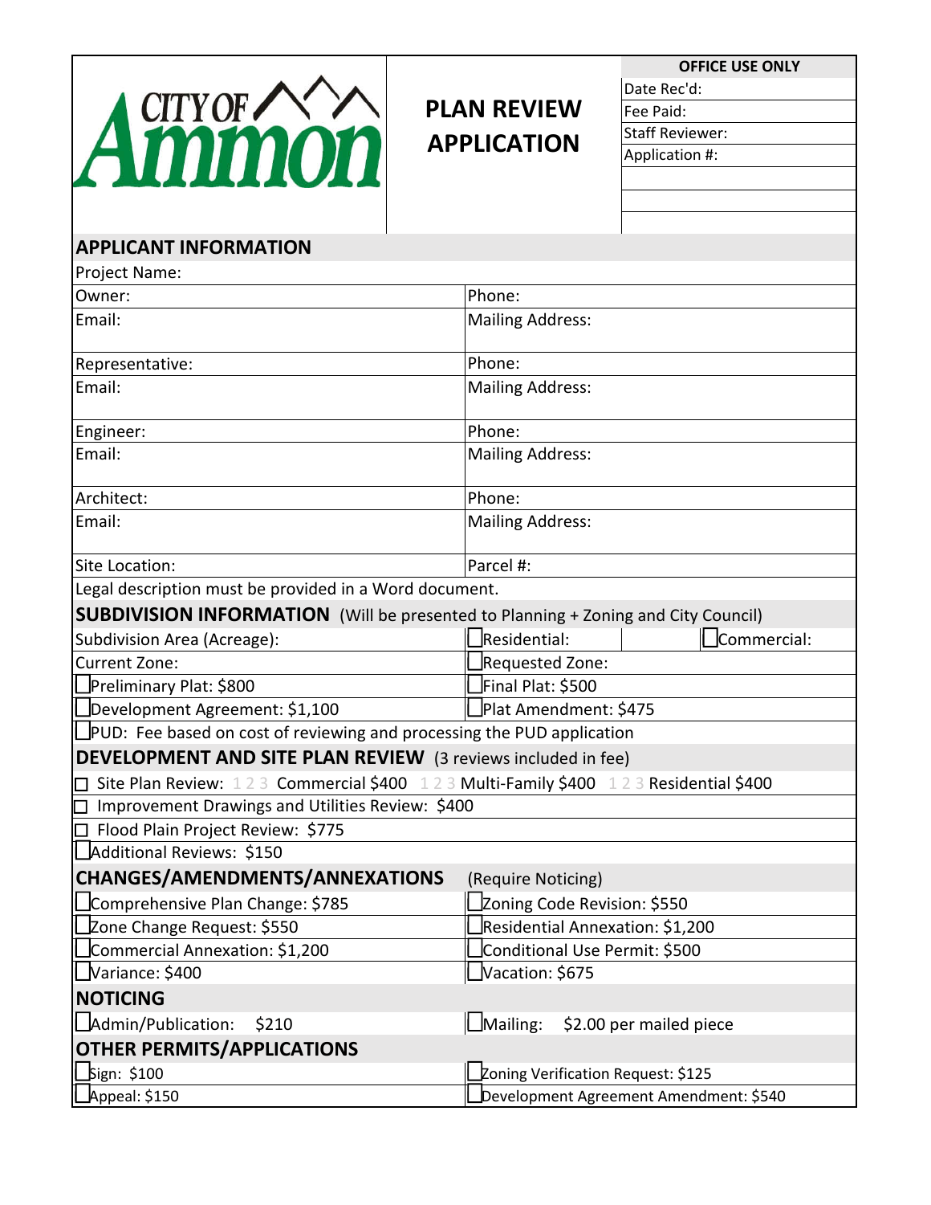# CITY OF Ammon

# PLAN REVIEW APPLICATION

| OFFICE USE ONLY |
|---|
| Date Rec'd: |
| Fee Paid: |
| Staff Reviewer: |
| Application #: |
| |
| |
| |

## APPLICANT INFORMATION

| | |
|---|---|
| Project Name: | |
| Owner: | Phone: |
| Email: | Mailing Address: |
| Representative: | Phone: |
| Email: | Mailing Address: |
| Engineer: | Phone: |
| Email: | Mailing Address: |
| Architect: | Phone: |
| Email: | Mailing Address: |
| Site Location: | Parcel #: |

Legal description must be provided in a Word document.

## SUBDIVISION INFORMATION (Will be presented to Planning + Zoning and City Council)

| | | |
|---|---|---|
| Subdivision Area (Acreage): | ☐ Residential: | ☐ Commercial: |
| Current Zone: | ☐ Requested Zone: | |
| ☐ Preliminary Plat: $800 | ☐ Final Plat: $500 | |
| ☐ Development Agreement: $1,100 | ☐ Plat Amendment: $475 | |

☐ PUD: Fee based on cost of reviewing and processing the PUD application

## DEVELOPMENT AND SITE PLAN REVIEW (3 reviews included in fee)

☐ Site Plan Review: 1 2 3 Commercial $400 1 2 3 Multi-Family $400 1 2 3 Residential $400

☐ Improvement Drawings and Utilities Review: $400

☐ Flood Plain Project Review: $775

☐ Additional Reviews: $150

## CHANGES/AMENDMENTS/ANNEXATIONS (Require Noticing)

| | |
|---|---|
| ☐ Comprehensive Plan Change: $785 | ☐ Zoning Code Revision: $550 |
| ☐ Zone Change Request: $550 | ☐ Residential Annexation: $1,200 |
| ☐ Commercial Annexation: $1,200 | ☐ Conditional Use Permit: $500 |
| ☐ Variance: $400 | ☐ Vacation: $675 |

## NOTICING

| | |
|---|---|
| ☐ Admin/Publication: $210 | ☐ Mailing: $2.00 per mailed piece |

## OTHER PERMITS/APPLICATIONS

| | |
|---|---|
| ☐ Sign: $100 | ☐ Zoning Verification Request: $125 |
| ☐ Appeal: $150 | ☐ Development Agreement Amendment: $540 |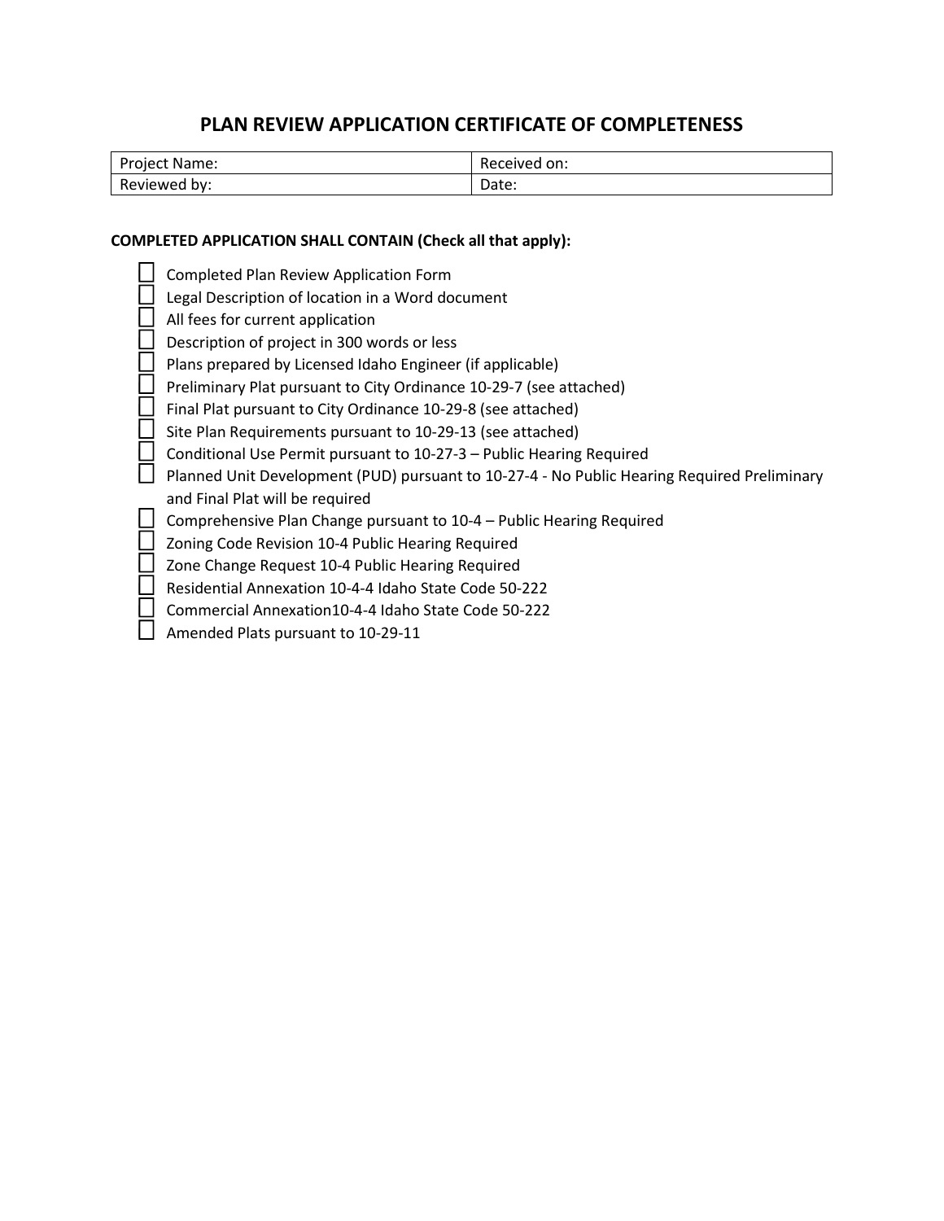# PLAN REVIEW APPLICATION CERTIFICATE OF COMPLETENESS

| Project Name: | Received on: |
|---|---|
| Reviewed by: | Date: |

**COMPLETED APPLICATION SHALL CONTAIN (Check all that apply):**

- ☐ Completed Plan Review Application Form
- ☐ Legal Description of location in a Word document
- ☐ All fees for current application
- ☐ Description of project in 300 words or less
- ☐ Plans prepared by Licensed Idaho Engineer (if applicable)
- ☐ Preliminary Plat pursuant to City Ordinance 10-29-7 (see attached)
- ☐ Final Plat pursuant to City Ordinance 10-29-8 (see attached)
- ☐ Site Plan Requirements pursuant to 10-29-13 (see attached)
- ☐ Conditional Use Permit pursuant to 10-27-3 – Public Hearing Required
- ☐ Planned Unit Development (PUD) pursuant to 10-27-4 - No Public Hearing Required Preliminary and Final Plat will be required
- ☐ Comprehensive Plan Change pursuant to 10-4 – Public Hearing Required
- ☐ Zoning Code Revision 10-4 Public Hearing Required
- ☐ Zone Change Request 10-4 Public Hearing Required
- ☐ Residential Annexation 10-4-4 Idaho State Code 50-222
- ☐ Commercial Annexation10-4-4 Idaho State Code 50-222
- ☐ Amended Plats pursuant to 10-29-11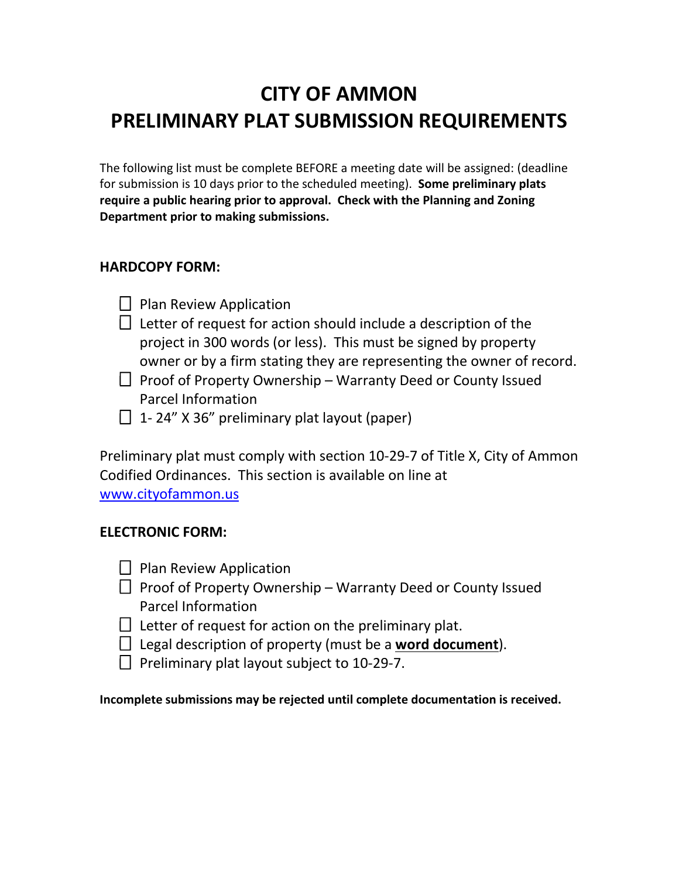# CITY OF AMMON
# PRELIMINARY PLAT SUBMISSION REQUIREMENTS

The following list must be complete BEFORE a meeting date will be assigned: (deadline for submission is 10 days prior to the scheduled meeting). **Some preliminary plats require a public hearing prior to approval. Check with the Planning and Zoning Department prior to making submissions.**

## HARDCOPY FORM:

- ☐ Plan Review Application
- ☐ Letter of request for action should include a description of the project in 300 words (or less). This must be signed by property owner or by a firm stating they are representing the owner of record.
- ☐ Proof of Property Ownership – Warranty Deed or County Issued Parcel Information
- ☐ 1- 24" X 36" preliminary plat layout (paper)

Preliminary plat must comply with section 10-29-7 of Title X, City of Ammon Codified Ordinances. This section is available on line at [www.cityofammon.us](http://www.cityofammon.us)

## ELECTRONIC FORM:

- ☐ Plan Review Application
- ☐ Proof of Property Ownership – Warranty Deed or County Issued Parcel Information
- ☐ Letter of request for action on the preliminary plat.
- ☐ Legal description of property (must be a **word document**).
- ☐ Preliminary plat layout subject to 10-29-7.

**Incomplete submissions may be rejected until complete documentation is received.**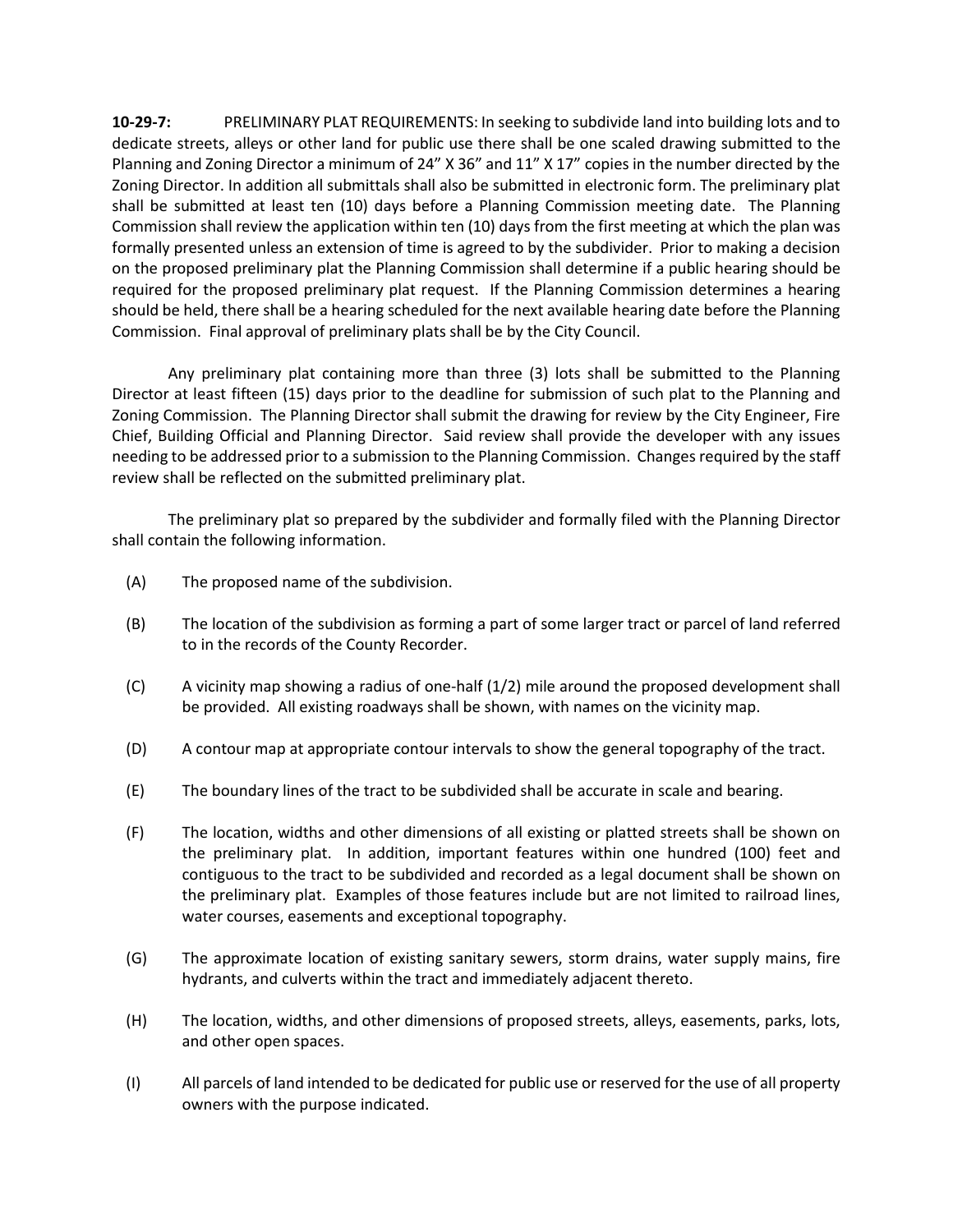**10-29-7:** PRELIMINARY PLAT REQUIREMENTS: In seeking to subdivide land into building lots and to dedicate streets, alleys or other land for public use there shall be one scaled drawing submitted to the Planning and Zoning Director a minimum of 24" X 36" and 11" X 17" copies in the number directed by the Zoning Director. In addition all submittals shall also be submitted in electronic form. The preliminary plat shall be submitted at least ten (10) days before a Planning Commission meeting date. The Planning Commission shall review the application within ten (10) days from the first meeting at which the plan was formally presented unless an extension of time is agreed to by the subdivider. Prior to making a decision on the proposed preliminary plat the Planning Commission shall determine if a public hearing should be required for the proposed preliminary plat request. If the Planning Commission determines a hearing should be held, there shall be a hearing scheduled for the next available hearing date before the Planning Commission. Final approval of preliminary plats shall be by the City Council.

Any preliminary plat containing more than three (3) lots shall be submitted to the Planning Director at least fifteen (15) days prior to the deadline for submission of such plat to the Planning and Zoning Commission. The Planning Director shall submit the drawing for review by the City Engineer, Fire Chief, Building Official and Planning Director. Said review shall provide the developer with any issues needing to be addressed prior to a submission to the Planning Commission. Changes required by the staff review shall be reflected on the submitted preliminary plat.

The preliminary plat so prepared by the subdivider and formally filed with the Planning Director shall contain the following information.

(A) The proposed name of the subdivision.

(B) The location of the subdivision as forming a part of some larger tract or parcel of land referred to in the records of the County Recorder.

(C) A vicinity map showing a radius of one-half (1/2) mile around the proposed development shall be provided. All existing roadways shall be shown, with names on the vicinity map.

(D) A contour map at appropriate contour intervals to show the general topography of the tract.

(E) The boundary lines of the tract to be subdivided shall be accurate in scale and bearing.

(F) The location, widths and other dimensions of all existing or platted streets shall be shown on the preliminary plat. In addition, important features within one hundred (100) feet and contiguous to the tract to be subdivided and recorded as a legal document shall be shown on the preliminary plat. Examples of those features include but are not limited to railroad lines, water courses, easements and exceptional topography.

(G) The approximate location of existing sanitary sewers, storm drains, water supply mains, fire hydrants, and culverts within the tract and immediately adjacent thereto.

(H) The location, widths, and other dimensions of proposed streets, alleys, easements, parks, lots, and other open spaces.

(I) All parcels of land intended to be dedicated for public use or reserved for the use of all property owners with the purpose indicated.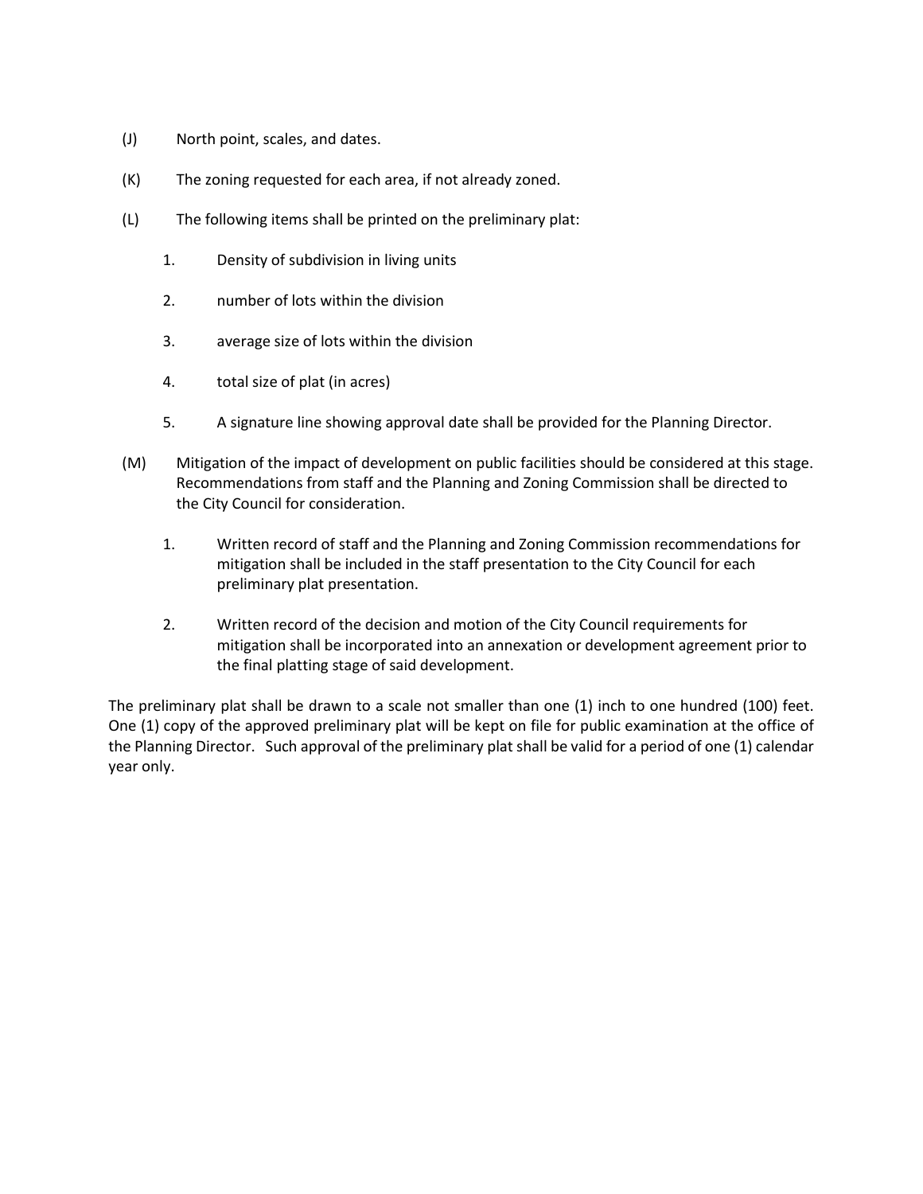(J) North point, scales, and dates.

(K) The zoning requested for each area, if not already zoned.

(L) The following items shall be printed on the preliminary plat:

1. Density of subdivision in living units
2. number of lots within the division
3. average size of lots within the division
4. total size of plat (in acres)
5. A signature line showing approval date shall be provided for the Planning Director.

(M) Mitigation of the impact of development on public facilities should be considered at this stage. Recommendations from staff and the Planning and Zoning Commission shall be directed to the City Council for consideration.

1. Written record of staff and the Planning and Zoning Commission recommendations for mitigation shall be included in the staff presentation to the City Council for each preliminary plat presentation.
2. Written record of the decision and motion of the City Council requirements for mitigation shall be incorporated into an annexation or development agreement prior to the final platting stage of said development.

The preliminary plat shall be drawn to a scale not smaller than one (1) inch to one hundred (100) feet. One (1) copy of the approved preliminary plat will be kept on file for public examination at the office of the Planning Director. Such approval of the preliminary plat shall be valid for a period of one (1) calendar year only.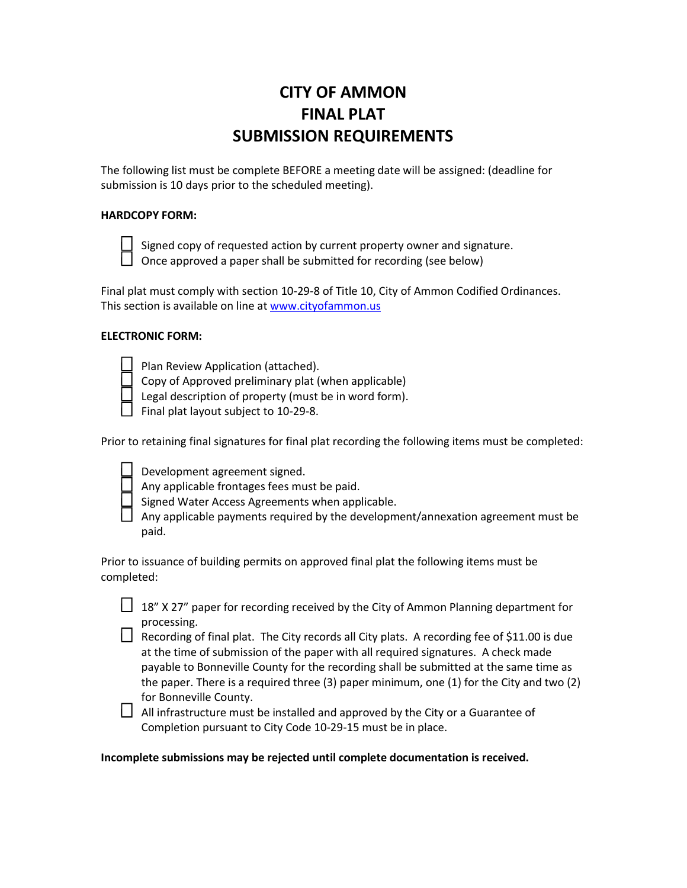# CITY OF AMMON
# FINAL PLAT
# SUBMISSION REQUIREMENTS

The following list must be complete BEFORE a meeting date will be assigned: (deadline for submission is 10 days prior to the scheduled meeting).

**HARDCOPY FORM:**

- ☐ Signed copy of requested action by current property owner and signature.
- ☐ Once approved a paper shall be submitted for recording (see below)

Final plat must comply with section 10-29-8 of Title 10, City of Ammon Codified Ordinances. This section is available on line at [www.cityofammon.us](http://www.cityofammon.us)

**ELECTRONIC FORM:**

- ☐ Plan Review Application (attached).
- ☐ Copy of Approved preliminary plat (when applicable)
- ☐ Legal description of property (must be in word form).
- ☐ Final plat layout subject to 10-29-8.

Prior to retaining final signatures for final plat recording the following items must be completed:

- ☐ Development agreement signed.
- ☐ Any applicable frontages fees must be paid.
- ☐ Signed Water Access Agreements when applicable.
- ☐ Any applicable payments required by the development/annexation agreement must be paid.

Prior to issuance of building permits on approved final plat the following items must be completed:

- ☐ 18" X 27" paper for recording received by the City of Ammon Planning department for processing.
- ☐ Recording of final plat. The City records all City plats. A recording fee of $11.00 is due at the time of submission of the paper with all required signatures. A check made payable to Bonneville County for the recording shall be submitted at the same time as the paper. There is a required three (3) paper minimum, one (1) for the City and two (2) for Bonneville County.
- ☐ All infrastructure must be installed and approved by the City or a Guarantee of Completion pursuant to City Code 10-29-15 must be in place.

**Incomplete submissions may be rejected until complete documentation is received.**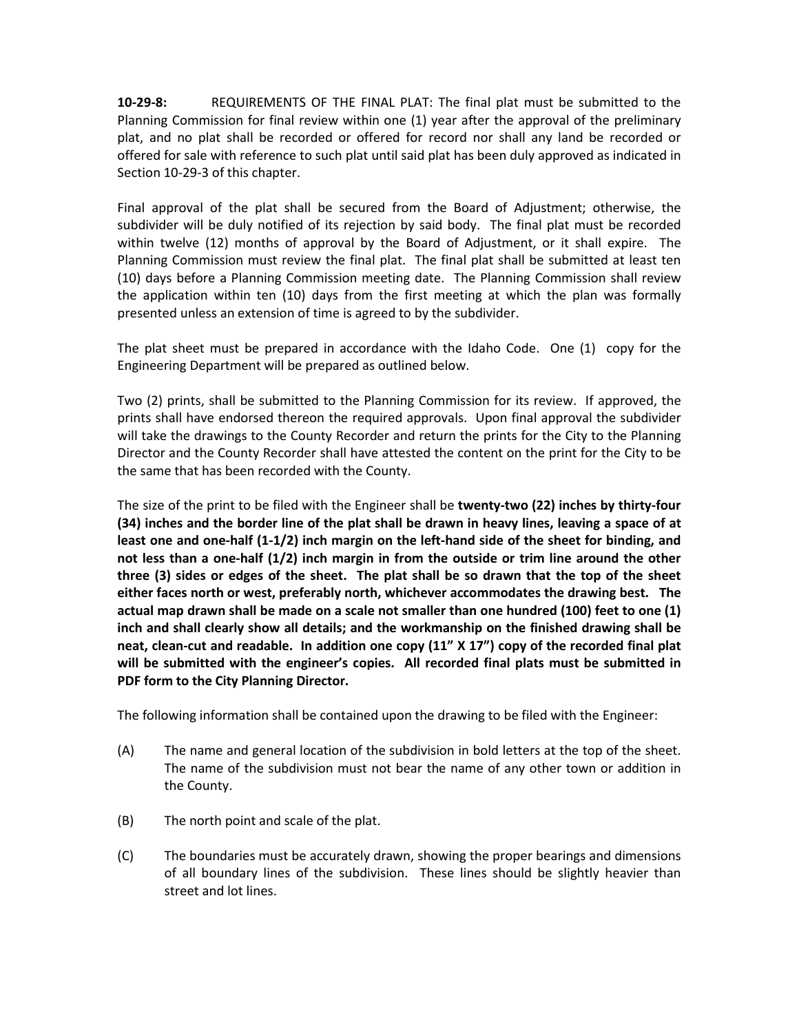**10-29-8:** REQUIREMENTS OF THE FINAL PLAT: The final plat must be submitted to the Planning Commission for final review within one (1) year after the approval of the preliminary plat, and no plat shall be recorded or offered for record nor shall any land be recorded or offered for sale with reference to such plat until said plat has been duly approved as indicated in Section 10-29-3 of this chapter.

Final approval of the plat shall be secured from the Board of Adjustment; otherwise, the subdivider will be duly notified of its rejection by said body. The final plat must be recorded within twelve (12) months of approval by the Board of Adjustment, or it shall expire. The Planning Commission must review the final plat. The final plat shall be submitted at least ten (10) days before a Planning Commission meeting date. The Planning Commission shall review the application within ten (10) days from the first meeting at which the plan was formally presented unless an extension of time is agreed to by the subdivider.

The plat sheet must be prepared in accordance with the Idaho Code. One (1) copy for the Engineering Department will be prepared as outlined below.

Two (2) prints, shall be submitted to the Planning Commission for its review. If approved, the prints shall have endorsed thereon the required approvals. Upon final approval the subdivider will take the drawings to the County Recorder and return the prints for the City to the Planning Director and the County Recorder shall have attested the content on the print for the City to be the same that has been recorded with the County.

The size of the print to be filed with the Engineer shall be **twenty-two (22) inches by thirty-four (34) inches and the border line of the plat shall be drawn in heavy lines, leaving a space of at least one and one-half (1-1/2) inch margin on the left-hand side of the sheet for binding, and not less than a one-half (1/2) inch margin in from the outside or trim line around the other three (3) sides or edges of the sheet. The plat shall be so drawn that the top of the sheet either faces north or west, preferably north, whichever accommodates the drawing best. The actual map drawn shall be made on a scale not smaller than one hundred (100) feet to one (1) inch and shall clearly show all details; and the workmanship on the finished drawing shall be neat, clean-cut and readable. In addition one copy (11" X 17") copy of the recorded final plat will be submitted with the engineer's copies. All recorded final plats must be submitted in PDF form to the City Planning Director.**

The following information shall be contained upon the drawing to be filed with the Engineer:

(A) The name and general location of the subdivision in bold letters at the top of the sheet. The name of the subdivision must not bear the name of any other town or addition in the County.

(B) The north point and scale of the plat.

(C) The boundaries must be accurately drawn, showing the proper bearings and dimensions of all boundary lines of the subdivision. These lines should be slightly heavier than street and lot lines.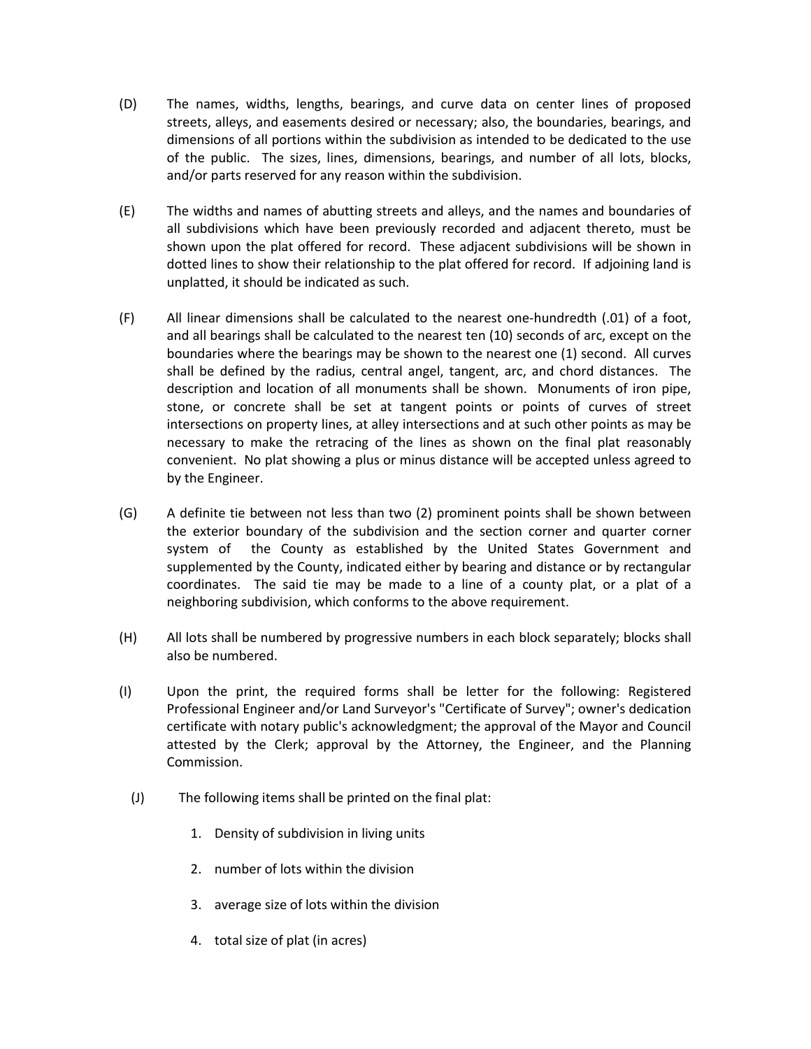(D) The names, widths, lengths, bearings, and curve data on center lines of proposed streets, alleys, and easements desired or necessary; also, the boundaries, bearings, and dimensions of all portions within the subdivision as intended to be dedicated to the use of the public. The sizes, lines, dimensions, bearings, and number of all lots, blocks, and/or parts reserved for any reason within the subdivision.

(E) The widths and names of abutting streets and alleys, and the names and boundaries of all subdivisions which have been previously recorded and adjacent thereto, must be shown upon the plat offered for record. These adjacent subdivisions will be shown in dotted lines to show their relationship to the plat offered for record. If adjoining land is unplatted, it should be indicated as such.

(F) All linear dimensions shall be calculated to the nearest one-hundredth (.01) of a foot, and all bearings shall be calculated to the nearest ten (10) seconds of arc, except on the boundaries where the bearings may be shown to the nearest one (1) second. All curves shall be defined by the radius, central angel, tangent, arc, and chord distances. The description and location of all monuments shall be shown. Monuments of iron pipe, stone, or concrete shall be set at tangent points or points of curves of street intersections on property lines, at alley intersections and at such other points as may be necessary to make the retracing of the lines as shown on the final plat reasonably convenient. No plat showing a plus or minus distance will be accepted unless agreed to by the Engineer.

(G) A definite tie between not less than two (2) prominent points shall be shown between the exterior boundary of the subdivision and the section corner and quarter corner system of the County as established by the United States Government and supplemented by the County, indicated either by bearing and distance or by rectangular coordinates. The said tie may be made to a line of a county plat, or a plat of a neighboring subdivision, which conforms to the above requirement.

(H) All lots shall be numbered by progressive numbers in each block separately; blocks shall also be numbered.

(I) Upon the print, the required forms shall be letter for the following: Registered Professional Engineer and/or Land Surveyor's "Certificate of Survey"; owner's dedication certificate with notary public's acknowledgment; the approval of the Mayor and Council attested by the Clerk; approval by the Attorney, the Engineer, and the Planning Commission.

(J) The following items shall be printed on the final plat:

1. Density of subdivision in living units
2. number of lots within the division
3. average size of lots within the division
4. total size of plat (in acres)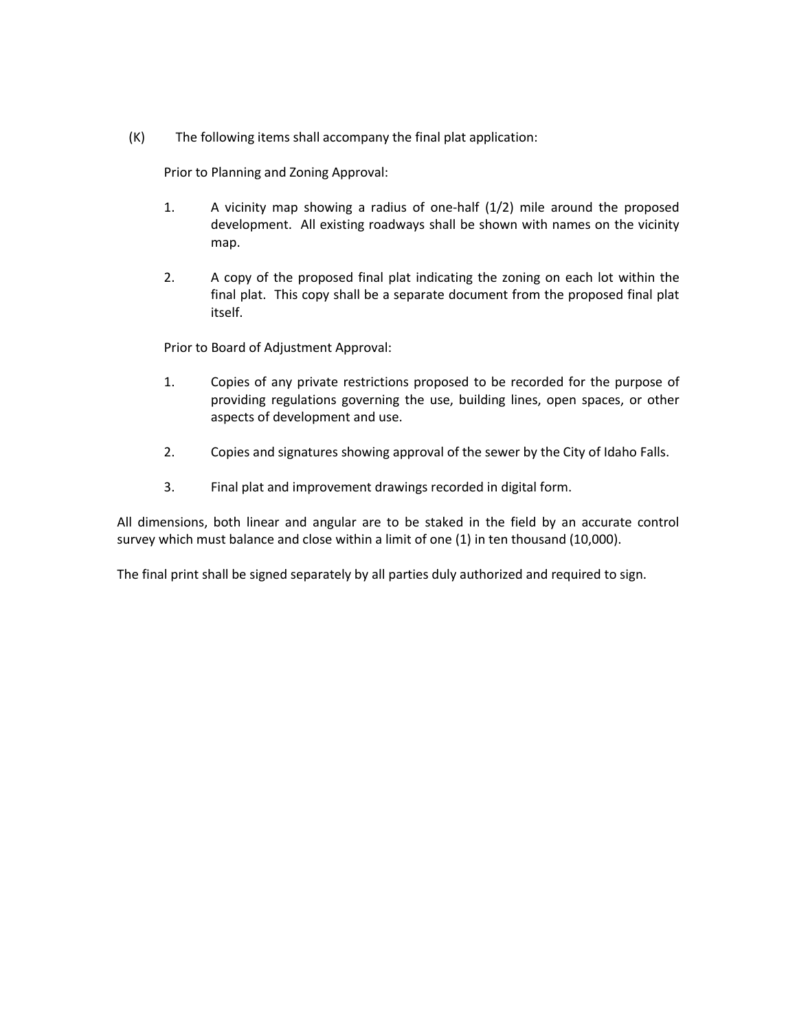(K) The following items shall accompany the final plat application:

Prior to Planning and Zoning Approval:

1. A vicinity map showing a radius of one-half (1/2) mile around the proposed development. All existing roadways shall be shown with names on the vicinity map.

2. A copy of the proposed final plat indicating the zoning on each lot within the final plat. This copy shall be a separate document from the proposed final plat itself.

Prior to Board of Adjustment Approval:

1. Copies of any private restrictions proposed to be recorded for the purpose of providing regulations governing the use, building lines, open spaces, or other aspects of development and use.

2. Copies and signatures showing approval of the sewer by the City of Idaho Falls.

3. Final plat and improvement drawings recorded in digital form.

All dimensions, both linear and angular are to be staked in the field by an accurate control survey which must balance and close within a limit of one (1) in ten thousand (10,000).

The final print shall be signed separately by all parties duly authorized and required to sign.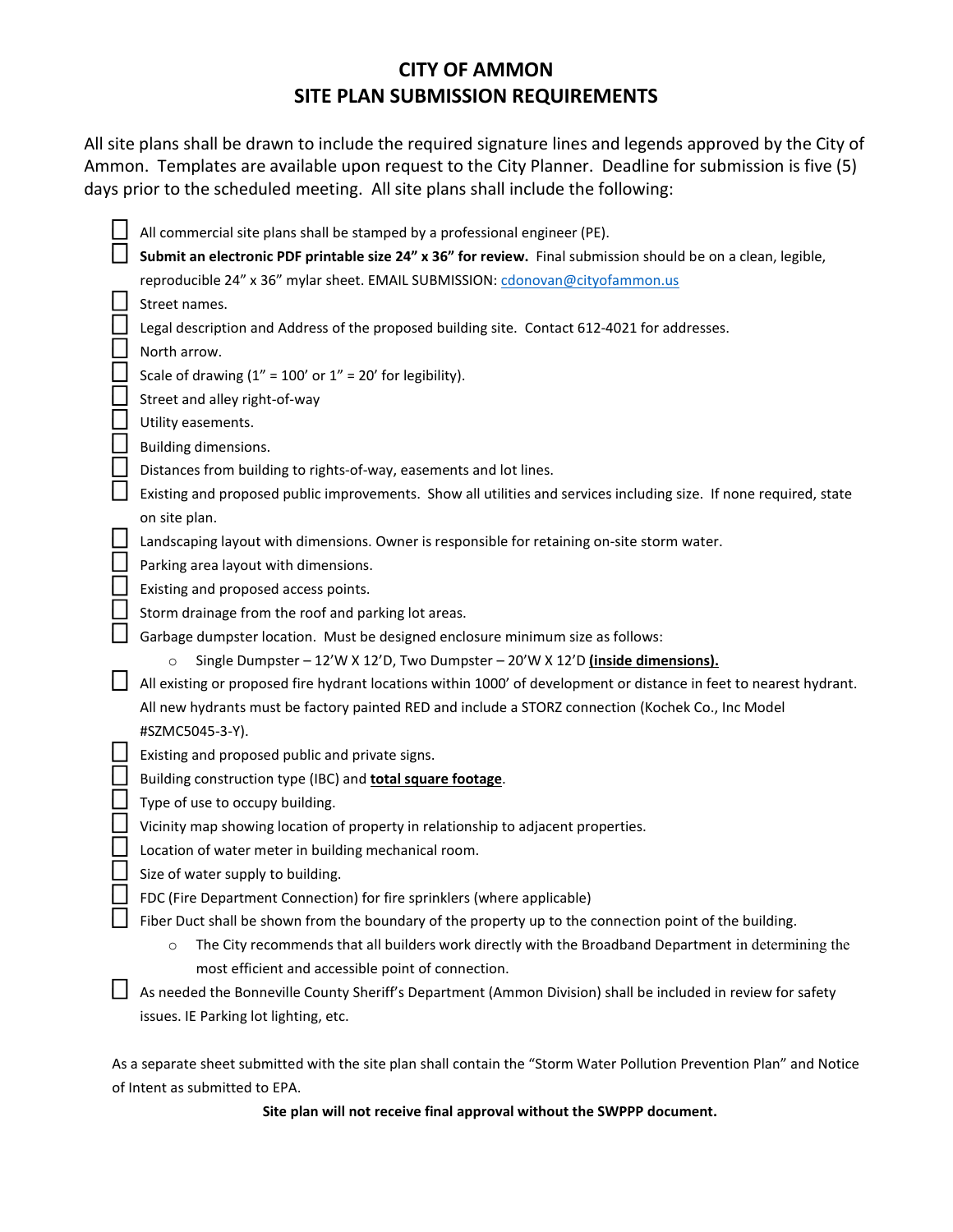# CITY OF AMMON
# SITE PLAN SUBMISSION REQUIREMENTS

All site plans shall be drawn to include the required signature lines and legends approved by the City of Ammon. Templates are available upon request to the City Planner. Deadline for submission is five (5) days prior to the scheduled meeting. All site plans shall include the following:

- ☐ All commercial site plans shall be stamped by a professional engineer (PE).
- ☐ **Submit an electronic PDF printable size 24" x 36" for review.** Final submission should be on a clean, legible, reproducible 24" x 36" mylar sheet. EMAIL SUBMISSION: cdonovan@cityofammon.us
- ☐ Street names.
- ☐ Legal description and Address of the proposed building site. Contact 612-4021 for addresses.
- ☐ North arrow.
- ☐ Scale of drawing (1" = 100' or 1" = 20' for legibility).
- ☐ Street and alley right-of-way
- ☐ Utility easements.
- ☐ Building dimensions.
- ☐ Distances from building to rights-of-way, easements and lot lines.
- ☐ Existing and proposed public improvements. Show all utilities and services including size. If none required, state on site plan.
- ☐ Landscaping layout with dimensions. Owner is responsible for retaining on-site storm water.
- ☐ Parking area layout with dimensions.
- ☐ Existing and proposed access points.
- ☐ Storm drainage from the roof and parking lot areas.
- ☐ Garbage dumpster location. Must be designed enclosure minimum size as follows:
  - Single Dumpster – 12'W X 12'D, Two Dumpster – 20'W X 12'D **(inside dimensions).**
- ☐ All existing or proposed fire hydrant locations within 1000' of development or distance in feet to nearest hydrant. All new hydrants must be factory painted RED and include a STORZ connection (Kochek Co., Inc Model #SZMC5045-3-Y).
- ☐ Existing and proposed public and private signs.
- ☐ Building construction type (IBC) and **total square footage**.
- ☐ Type of use to occupy building.
- ☐ Vicinity map showing location of property in relationship to adjacent properties.
- ☐ Location of water meter in building mechanical room.
- ☐ Size of water supply to building.
- ☐ FDC (Fire Department Connection) for fire sprinklers (where applicable)
- ☐ Fiber Duct shall be shown from the boundary of the property up to the connection point of the building.
  - The City recommends that all builders work directly with the Broadband Department in determining the most efficient and accessible point of connection.
- ☐ As needed the Bonneville County Sheriff's Department (Ammon Division) shall be included in review for safety issues. IE Parking lot lighting, etc.

As a separate sheet submitted with the site plan shall contain the "Storm Water Pollution Prevention Plan" and Notice of Intent as submitted to EPA.

**Site plan will not receive final approval without the SWPPP document.**